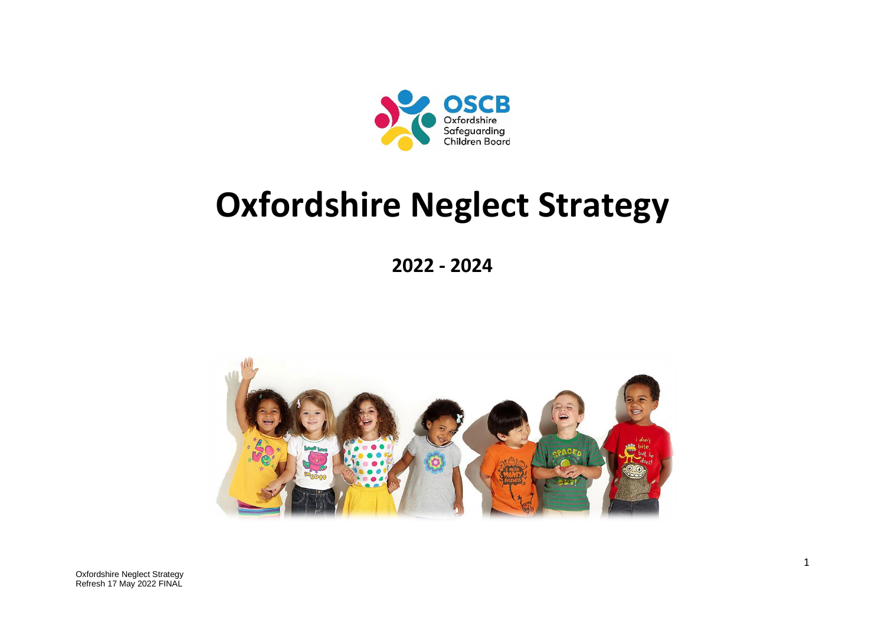OSCB
Oxfordshire
Safeguarding
Children Board

# Oxfordshire Neglect Strategy

## 2022 - 2024

Oxfordshire Neglect Strategy
Refresh 17 May 2022 FINAL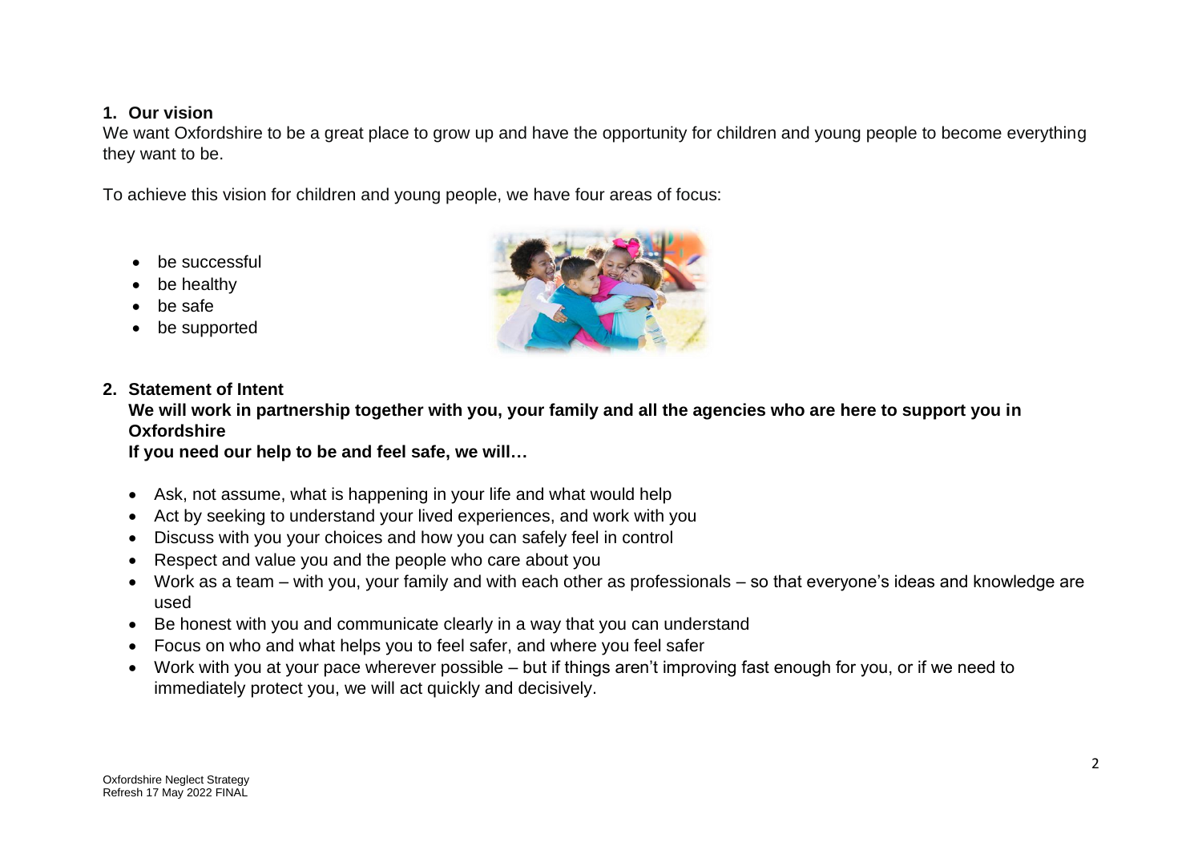## 1. Our vision

We want Oxfordshire to be a great place to grow up and have the opportunity for children and young people to become everything they want to be.

To achieve this vision for children and young people, we have four areas of focus:

- be successful
- be healthy
- be safe
- be supported

## 2. Statement of Intent

**We will work in partnership together with you, your family and all the agencies who are here to support you in Oxfordshire**

**If you need our help to be and feel safe, we will…**

- Ask, not assume, what is happening in your life and what would help
- Act by seeking to understand your lived experiences, and work with you
- Discuss with you your choices and how you can safely feel in control
- Respect and value you and the people who care about you
- Work as a team – with you, your family and with each other as professionals – so that everyone's ideas and knowledge are used
- Be honest with you and communicate clearly in a way that you can understand
- Focus on who and what helps you to feel safer, and where you feel safer
- Work with you at your pace wherever possible – but if things aren't improving fast enough for you, or if we need to immediately protect you, we will act quickly and decisively.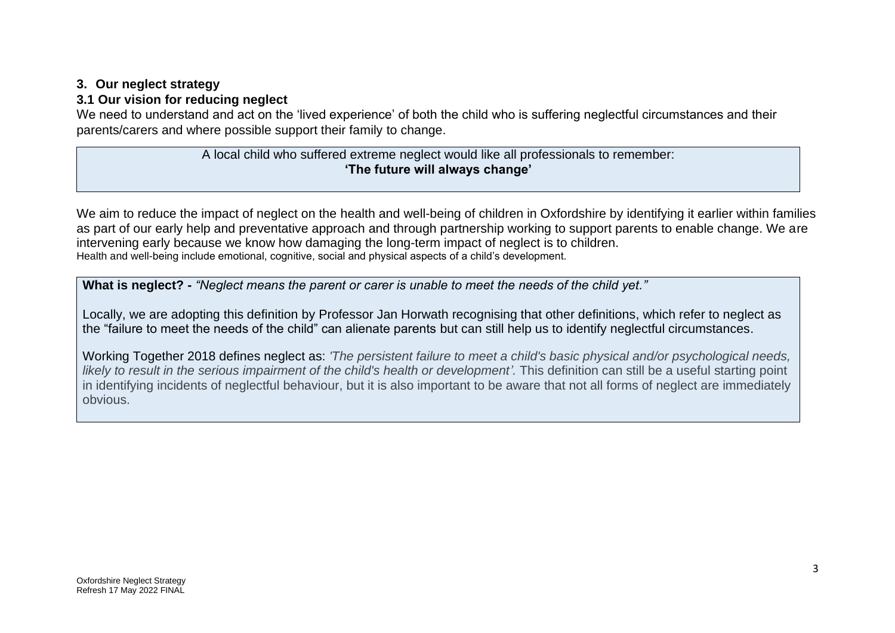## 3. Our neglect strategy

### 3.1 Our vision for reducing neglect

We need to understand and act on the 'lived experience' of both the child who is suffering neglectful circumstances and their parents/carers and where possible support their family to change.

> A local child who suffered extreme neglect would like all professionals to remember:
> **'The future will always change'**

We aim to reduce the impact of neglect on the health and well-being of children in Oxfordshire by identifying it earlier within families as part of our early help and preventative approach and through partnership working to support parents to enable change. We are intervening early because we know how damaging the long-term impact of neglect is to children.

Health and well-being include emotional, cognitive, social and physical aspects of a child's development.

> **What is neglect? -** *"Neglect means the parent or carer is unable to meet the needs of the child yet."*
>
> Locally, we are adopting this definition by Professor Jan Horwath recognising that other definitions, which refer to neglect as the "failure to meet the needs of the child" can alienate parents but can still help us to identify neglectful circumstances.
>
> Working Together 2018 defines neglect as: *'The persistent failure to meet a child's basic physical and/or psychological needs, likely to result in the serious impairment of the child's health or development'.* This definition can still be a useful starting point in identifying incidents of neglectful behaviour, but it is also important to be aware that not all forms of neglect are immediately obvious.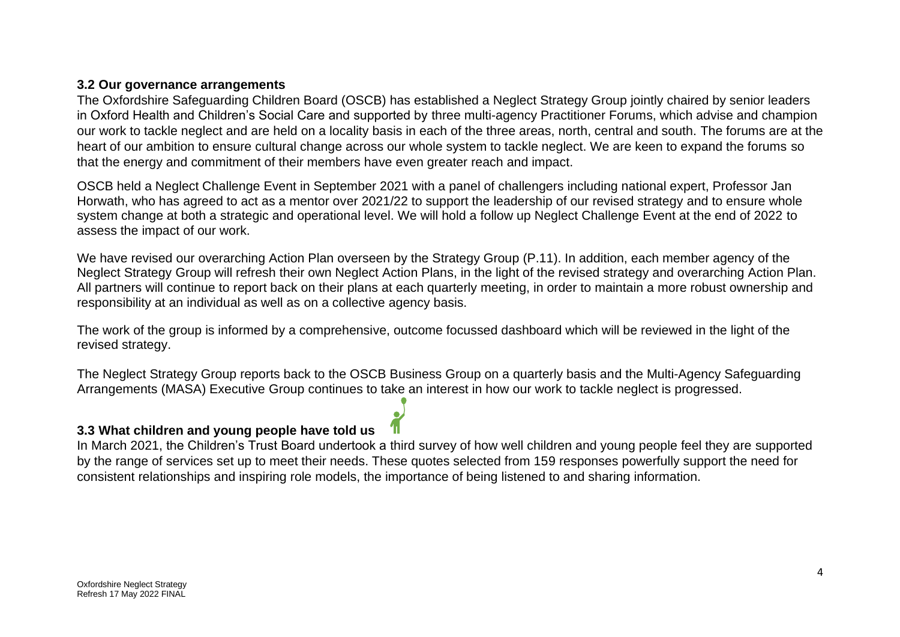### 3.2 Our governance arrangements

The Oxfordshire Safeguarding Children Board (OSCB) has established a Neglect Strategy Group jointly chaired by senior leaders in Oxford Health and Children's Social Care and supported by three multi-agency Practitioner Forums, which advise and champion our work to tackle neglect and are held on a locality basis in each of the three areas, north, central and south. The forums are at the heart of our ambition to ensure cultural change across our whole system to tackle neglect. We are keen to expand the forums so that the energy and commitment of their members have even greater reach and impact.

OSCB held a Neglect Challenge Event in September 2021 with a panel of challengers including national expert, Professor Jan Horwath, who has agreed to act as a mentor over 2021/22 to support the leadership of our revised strategy and to ensure whole system change at both a strategic and operational level. We will hold a follow up Neglect Challenge Event at the end of 2022 to assess the impact of our work.

We have revised our overarching Action Plan overseen by the Strategy Group (P.11). In addition, each member agency of the Neglect Strategy Group will refresh their own Neglect Action Plans, in the light of the revised strategy and overarching Action Plan. All partners will continue to report back on their plans at each quarterly meeting, in order to maintain a more robust ownership and responsibility at an individual as well as on a collective agency basis.

The work of the group is informed by a comprehensive, outcome focussed dashboard which will be reviewed in the light of the revised strategy.

The Neglect Strategy Group reports back to the OSCB Business Group on a quarterly basis and the Multi-Agency Safeguarding Arrangements (MASA) Executive Group continues to take an interest in how our work to tackle neglect is progressed.

### 3.3 What children and young people have told us

In March 2021, the Children's Trust Board undertook a third survey of how well children and young people feel they are supported by the range of services set up to meet their needs. These quotes selected from 159 responses powerfully support the need for consistent relationships and inspiring role models, the importance of being listened to and sharing information.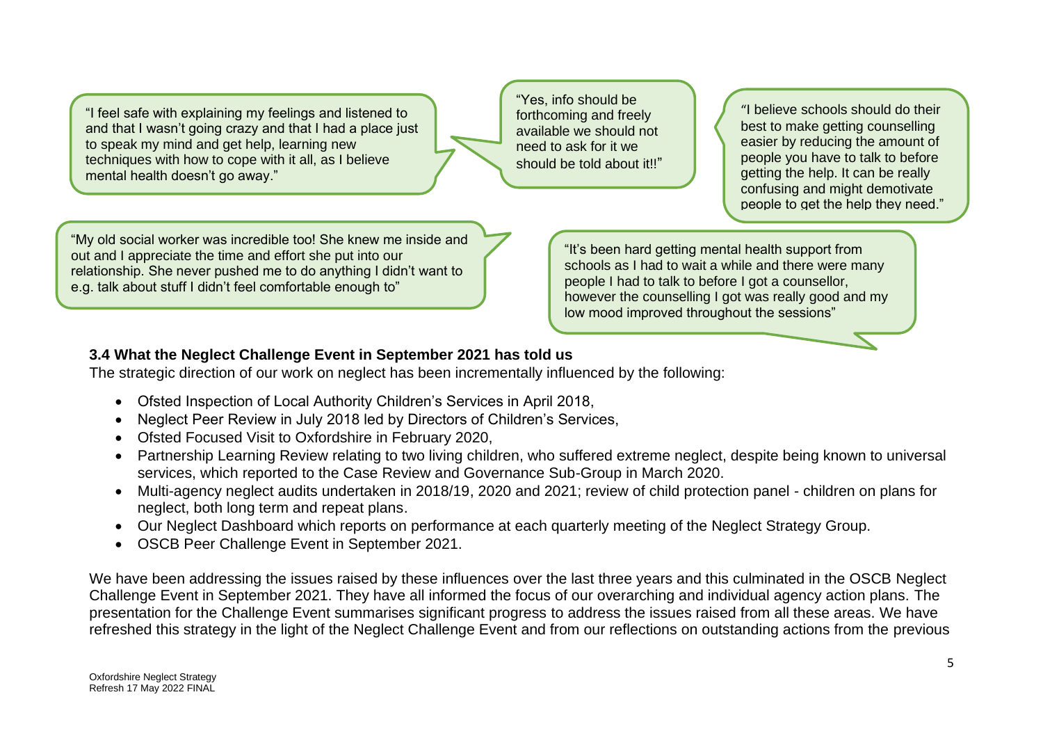"I feel safe with explaining my feelings and listened to and that I wasn't going crazy and that I had a place just to speak my mind and get help, learning new techniques with how to cope with it all, as I believe mental health doesn't go away."

"Yes, info should be forthcoming and freely available we should not need to ask for it we should be told about it!!"

"I believe schools should do their best to make getting counselling easier by reducing the amount of people you have to talk to before getting the help. It can be really confusing and might demotivate people to get the help they need."

"My old social worker was incredible too! She knew me inside and out and I appreciate the time and effort she put into our relationship. She never pushed me to do anything I didn't want to e.g. talk about stuff I didn't feel comfortable enough to"

"It's been hard getting mental health support from schools as I had to wait a while and there were many people I had to talk to before I got a counsellor, however the counselling I got was really good and my low mood improved throughout the sessions"

### 3.4 What the Neglect Challenge Event in September 2021 has told us

The strategic direction of our work on neglect has been incrementally influenced by the following:

- Ofsted Inspection of Local Authority Children's Services in April 2018,
- Neglect Peer Review in July 2018 led by Directors of Children's Services,
- Ofsted Focused Visit to Oxfordshire in February 2020,
- Partnership Learning Review relating to two living children, who suffered extreme neglect, despite being known to universal services, which reported to the Case Review and Governance Sub-Group in March 2020.
- Multi-agency neglect audits undertaken in 2018/19, 2020 and 2021; review of child protection panel - children on plans for neglect, both long term and repeat plans.
- Our Neglect Dashboard which reports on performance at each quarterly meeting of the Neglect Strategy Group.
- OSCB Peer Challenge Event in September 2021.

We have been addressing the issues raised by these influences over the last three years and this culminated in the OSCB Neglect Challenge Event in September 2021. They have all informed the focus of our overarching and individual agency action plans. The presentation for the Challenge Event summarises significant progress to address the issues raised from all these areas. We have refreshed this strategy in the light of the Neglect Challenge Event and from our reflections on outstanding actions from the previous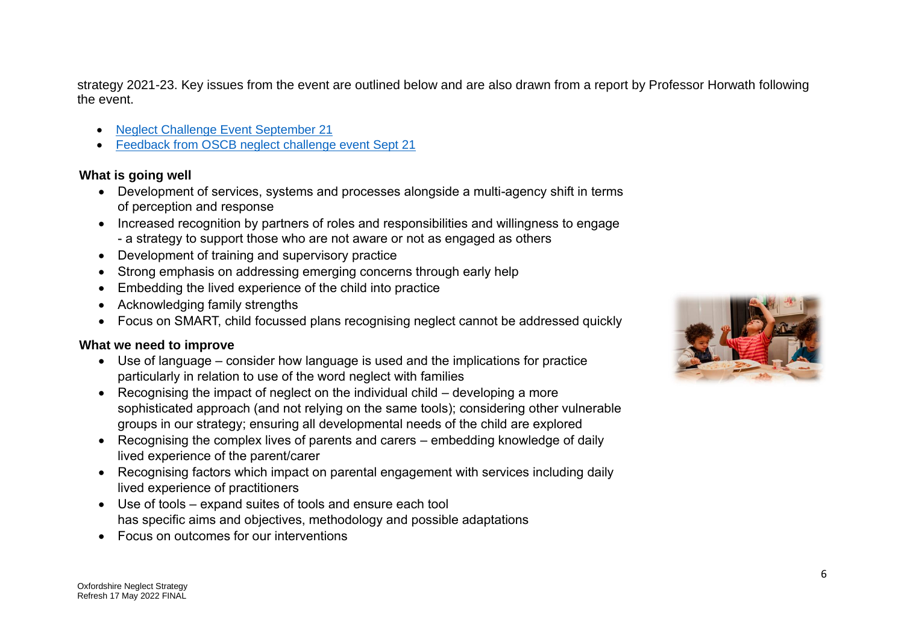strategy 2021-23. Key issues from the event are outlined below and are also drawn from a report by Professor Horwath following the event.

- Neglect Challenge Event September 21
- Feedback from OSCB neglect challenge event Sept 21

**What is going well**

- Development of services, systems and processes alongside a multi-agency shift in terms of perception and response
- Increased recognition by partners of roles and responsibilities and willingness to engage - a strategy to support those who are not aware or not as engaged as others
- Development of training and supervisory practice
- Strong emphasis on addressing emerging concerns through early help
- Embedding the lived experience of the child into practice
- Acknowledging family strengths
- Focus on SMART, child focussed plans recognising neglect cannot be addressed quickly

**What we need to improve**

- Use of language – consider how language is used and the implications for practice particularly in relation to use of the word neglect with families
- Recognising the impact of neglect on the individual child – developing a more sophisticated approach (and not relying on the same tools); considering other vulnerable groups in our strategy; ensuring all developmental needs of the child are explored
- Recognising the complex lives of parents and carers – embedding knowledge of daily lived experience of the parent/carer
- Recognising factors which impact on parental engagement with services including daily lived experience of practitioners
- Use of tools – expand suites of tools and ensure each tool has specific aims and objectives, methodology and possible adaptations
- Focus on outcomes for our interventions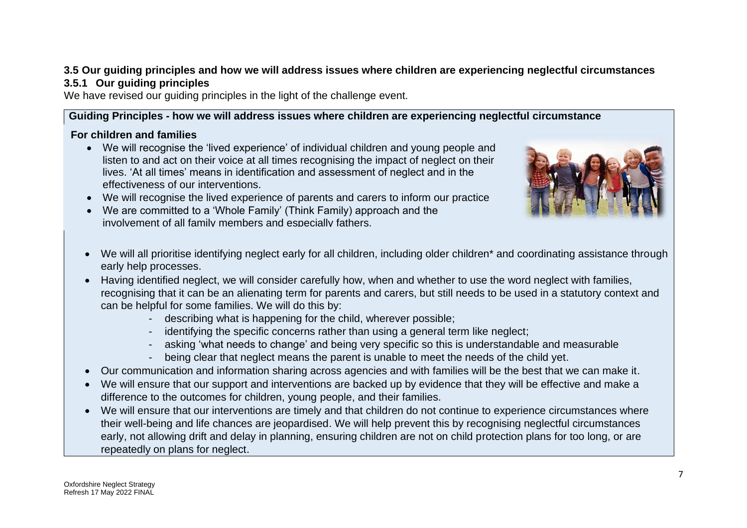### 3.5 Our guiding principles and how we will address issues where children are experiencing neglectful circumstances

#### 3.5.1 Our guiding principles

We have revised our guiding principles in the light of the challenge event.

**Guiding Principles - how we will address issues where children are experiencing neglectful circumstance**

**For children and families**

- We will recognise the 'lived experience' of individual children and young people and listen to and act on their voice at all times recognising the impact of neglect on their lives. 'At all times' means in identification and assessment of neglect and in the effectiveness of our interventions.
- We will recognise the lived experience of parents and carers to inform our practice
- We are committed to a 'Whole Family' (Think Family) approach and the involvement of all family members and especially fathers.
- We will all prioritise identifying neglect early for all children, including older children* and coordinating assistance through early help processes.
- Having identified neglect, we will consider carefully how, when and whether to use the word neglect with families, recognising that it can be an alienating term for parents and carers, but still needs to be used in a statutory context and can be helpful for some families. We will do this by:
    - describing what is happening for the child, wherever possible;
    - identifying the specific concerns rather than using a general term like neglect;
    - asking 'what needs to change' and being very specific so this is understandable and measurable
    - being clear that neglect means the parent is unable to meet the needs of the child yet.
- Our communication and information sharing across agencies and with families will be the best that we can make it.
- We will ensure that our support and interventions are backed up by evidence that they will be effective and make a difference to the outcomes for children, young people, and their families.
- We will ensure that our interventions are timely and that children do not continue to experience circumstances where their well-being and life chances are jeopardised. We will help prevent this by recognising neglectful circumstances early, not allowing drift and delay in planning, ensuring children are not on child protection plans for too long, or are repeatedly on plans for neglect.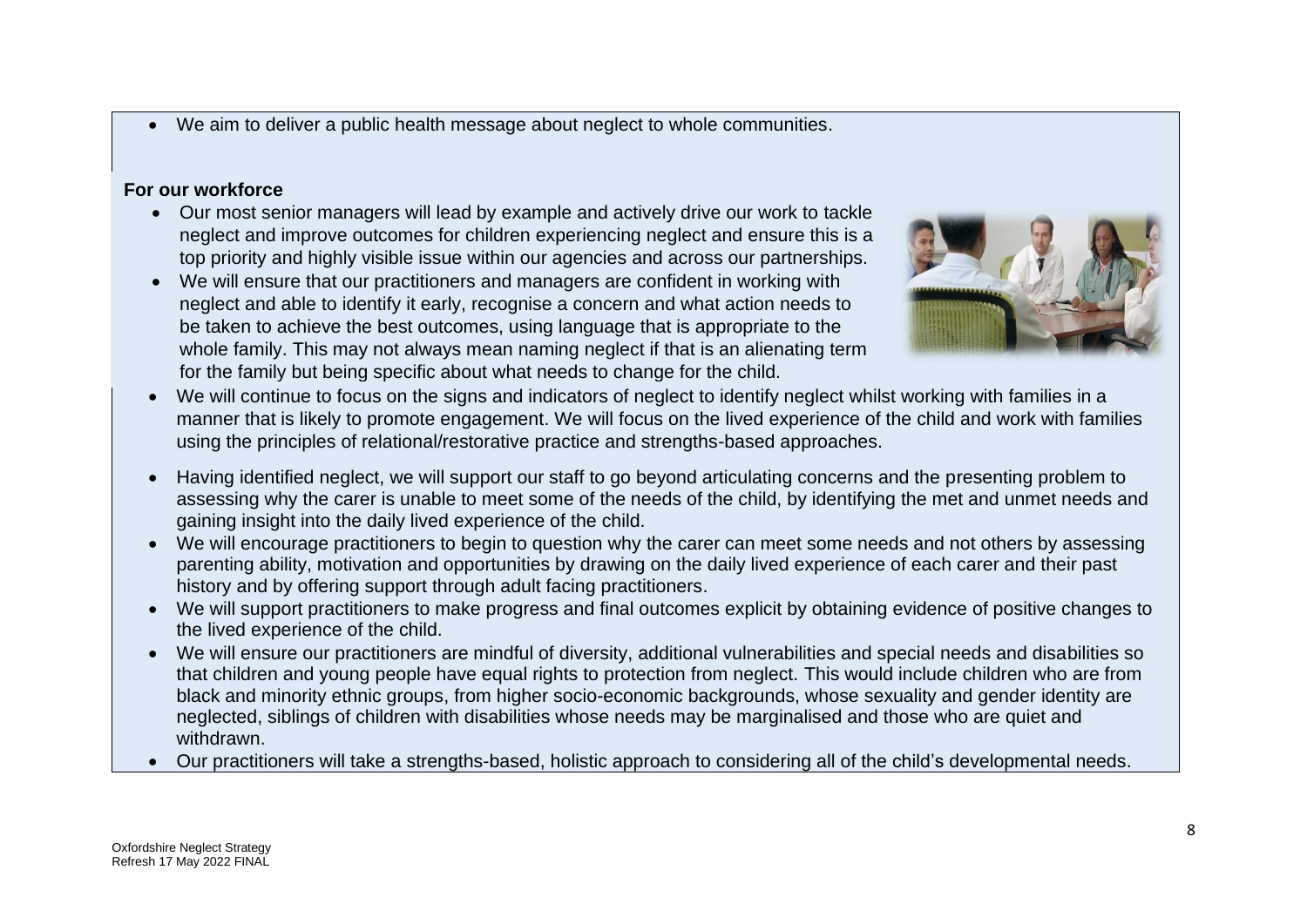- We aim to deliver a public health message about neglect to whole communities.

**For our workforce**

- Our most senior managers will lead by example and actively drive our work to tackle neglect and improve outcomes for children experiencing neglect and ensure this is a top priority and highly visible issue within our agencies and across our partnerships.
- We will ensure that our practitioners and managers are confident in working with neglect and able to identify it early, recognise a concern and what action needs to be taken to achieve the best outcomes, using language that is appropriate to the whole family. This may not always mean naming neglect if that is an alienating term for the family but being specific about what needs to change for the child.
- We will continue to focus on the signs and indicators of neglect to identify neglect whilst working with families in a manner that is likely to promote engagement. We will focus on the lived experience of the child and work with families using the principles of relational/restorative practice and strengths-based approaches.
- Having identified neglect, we will support our staff to go beyond articulating concerns and the presenting problem to assessing why the carer is unable to meet some of the needs of the child, by identifying the met and unmet needs and gaining insight into the daily lived experience of the child.
- We will encourage practitioners to begin to question why the carer can meet some needs and not others by assessing parenting ability, motivation and opportunities by drawing on the daily lived experience of each carer and their past history and by offering support through adult facing practitioners.
- We will support practitioners to make progress and final outcomes explicit by obtaining evidence of positive changes to the lived experience of the child.
- We will ensure our practitioners are mindful of diversity, additional vulnerabilities and special needs and disabilities so that children and young people have equal rights to protection from neglect. This would include children who are from black and minority ethnic groups, from higher socio-economic backgrounds, whose sexuality and gender identity are neglected, siblings of children with disabilities whose needs may be marginalised and those who are quiet and withdrawn.
- Our practitioners will take a strengths-based, holistic approach to considering all of the child's developmental needs.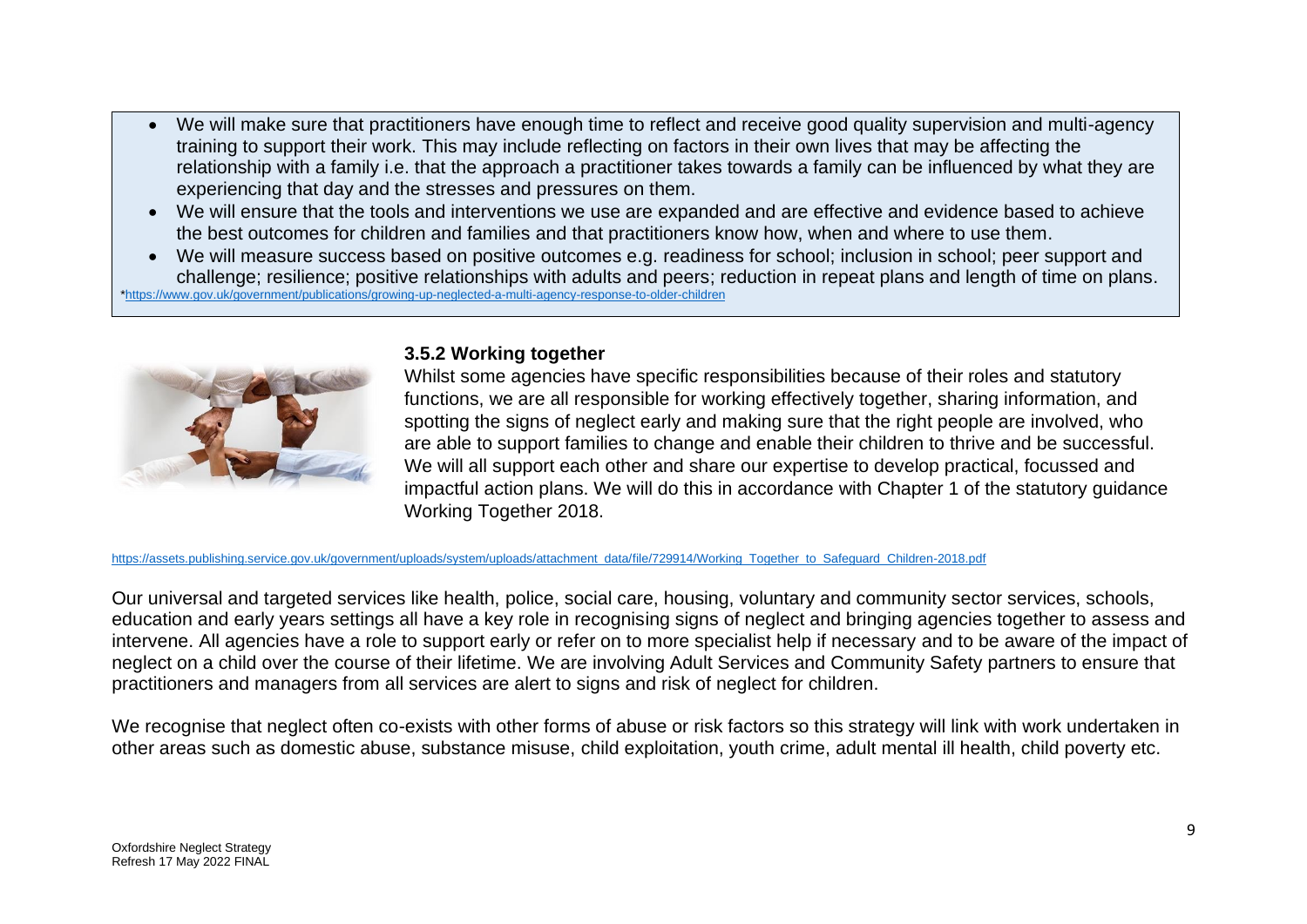- We will make sure that practitioners have enough time to reflect and receive good quality supervision and multi-agency training to support their work. This may include reflecting on factors in their own lives that may be affecting the relationship with a family i.e. that the approach a practitioner takes towards a family can be influenced by what they are experiencing that day and the stresses and pressures on them.
- We will ensure that the tools and interventions we use are expanded and are effective and evidence based to achieve the best outcomes for children and families and that practitioners know how, when and where to use them.
- We will measure success based on positive outcomes e.g. readiness for school; inclusion in school; peer support and challenge; resilience; positive relationships with adults and peers; reduction in repeat plans and length of time on plans.

*https://www.gov.uk/government/publications/growing-up-neglected-a-multi-agency-response-to-older-children

### 3.5.2 Working together

Whilst some agencies have specific responsibilities because of their roles and statutory functions, we are all responsible for working effectively together, sharing information, and spotting the signs of neglect early and making sure that the right people are involved, who are able to support families to change and enable their children to thrive and be successful. We will all support each other and share our expertise to develop practical, focussed and impactful action plans. We will do this in accordance with Chapter 1 of the statutory guidance Working Together 2018.

https://assets.publishing.service.gov.uk/government/uploads/system/uploads/attachment_data/file/729914/Working_Together_to_Safeguard_Children-2018.pdf

Our universal and targeted services like health, police, social care, housing, voluntary and community sector services, schools, education and early years settings all have a key role in recognising signs of neglect and bringing agencies together to assess and intervene. All agencies have a role to support early or refer on to more specialist help if necessary and to be aware of the impact of neglect on a child over the course of their lifetime. We are involving Adult Services and Community Safety partners to ensure that practitioners and managers from all services are alert to signs and risk of neglect for children.

We recognise that neglect often co-exists with other forms of abuse or risk factors so this strategy will link with work undertaken in other areas such as domestic abuse, substance misuse, child exploitation, youth crime, adult mental ill health, child poverty etc.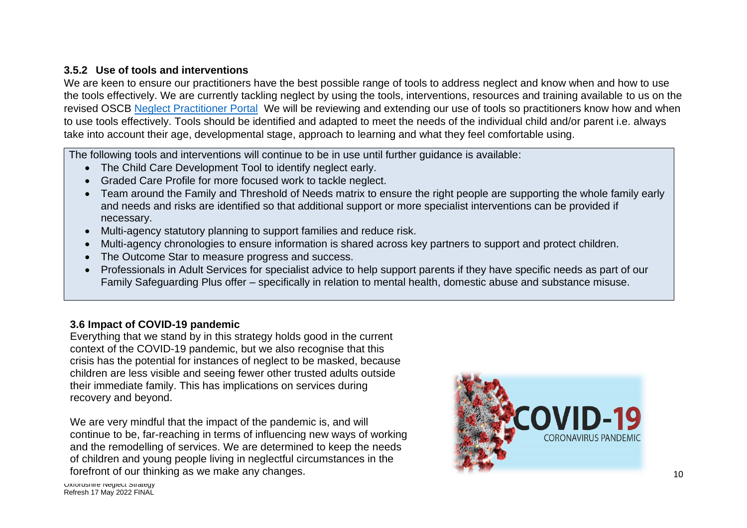### 3.5.2 Use of tools and interventions

We are keen to ensure our practitioners have the best possible range of tools to address neglect and know when and how to use the tools effectively. We are currently tackling neglect by using the tools, interventions, resources and training available to us on the revised OSCB [Neglect Practitioner Portal](#) We will be reviewing and extending our use of tools so practitioners know how and when to use tools effectively. Tools should be identified and adapted to meet the needs of the individual child and/or parent i.e. always take into account their age, developmental stage, approach to learning and what they feel comfortable using.

> The following tools and interventions will continue to be in use until further guidance is available:
>
> - The Child Care Development Tool to identify neglect early.
> - Graded Care Profile for more focused work to tackle neglect.
> - Team around the Family and Threshold of Needs matrix to ensure the right people are supporting the whole family early and needs and risks are identified so that additional support or more specialist interventions can be provided if necessary.
> - Multi-agency statutory planning to support families and reduce risk.
> - Multi-agency chronologies to ensure information is shared across key partners to support and protect children.
> - The Outcome Star to measure progress and success.
> - Professionals in Adult Services for specialist advice to help support parents if they have specific needs as part of our Family Safeguarding Plus offer – specifically in relation to mental health, domestic abuse and substance misuse.

### 3.6 Impact of COVID-19 pandemic

Everything that we stand by in this strategy holds good in the current context of the COVID-19 pandemic, but we also recognise that this crisis has the potential for instances of neglect to be masked, because children are less visible and seeing fewer other trusted adults outside their immediate family. This has implications on services during recovery and beyond.

We are very mindful that the impact of the pandemic is, and will continue to be, far-reaching in terms of influencing new ways of working and the remodelling of services. We are determined to keep the needs of children and young people living in neglectful circumstances in the forefront of our thinking as we make any changes.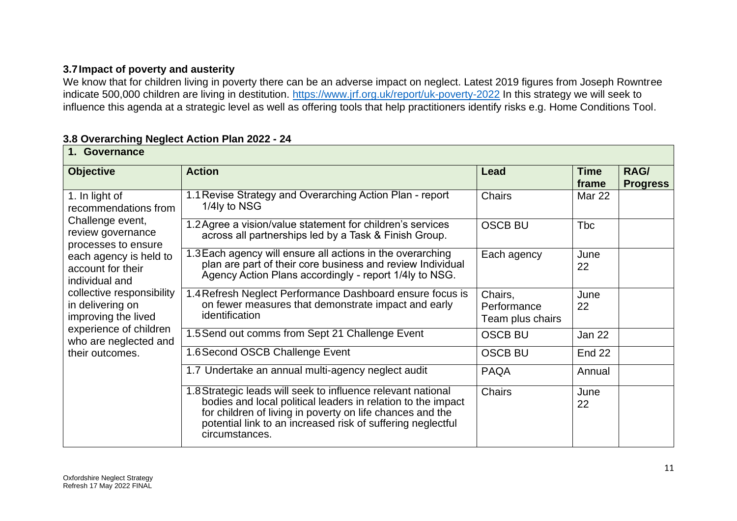### 3.7 Impact of poverty and austerity

We know that for children living in poverty there can be an adverse impact on neglect. Latest 2019 figures from Joseph Rowntree indicate 500,000 children are living in destitution. https://www.jrf.org.uk/report/uk-poverty-2022 In this strategy we will seek to influence this agenda at a strategic level as well as offering tools that help practitioners identify risks e.g. Home Conditions Tool.

### 3.8 Overarching Neglect Action Plan 2022 - 24

| **1. Governance** | | | | |
|---|---|---|---|---|
| **Objective** | **Action** | **Lead** | **Time frame** | **RAG/ Progress** |
| 1. In light of recommendations from Challenge event, review governance processes to ensure each agency is held to account for their individual and collective responsibility in delivering on improving the lived experience of children who are neglected and their outcomes. | 1.1 Revise Strategy and Overarching Action Plan - report 1/4ly to NSG | Chairs | Mar 22 | |
| | 1.2 Agree a vision/value statement for children's services across all partnerships led by a Task & Finish Group. | OSCB BU | Tbc | |
| | 1.3 Each agency will ensure all actions in the overarching plan are part of their core business and review Individual Agency Action Plans accordingly - report 1/4ly to NSG. | Each agency | June 22 | |
| | 1.4 Refresh Neglect Performance Dashboard ensure focus is on fewer measures that demonstrate impact and early identification | Chairs, Performance Team plus chairs | June 22 | |
| | 1.5 Send out comms from Sept 21 Challenge Event | OSCB BU | Jan 22 | |
| | 1.6 Second OSCB Challenge Event | OSCB BU | End 22 | |
| | 1.7 Undertake an annual multi-agency neglect audit | PAQA | Annual | |
| | 1.8 Strategic leads will seek to influence relevant national bodies and local political leaders in relation to the impact for children of living in poverty on life chances and the potential link to an increased risk of suffering neglectful circumstances. | Chairs | June 22 | |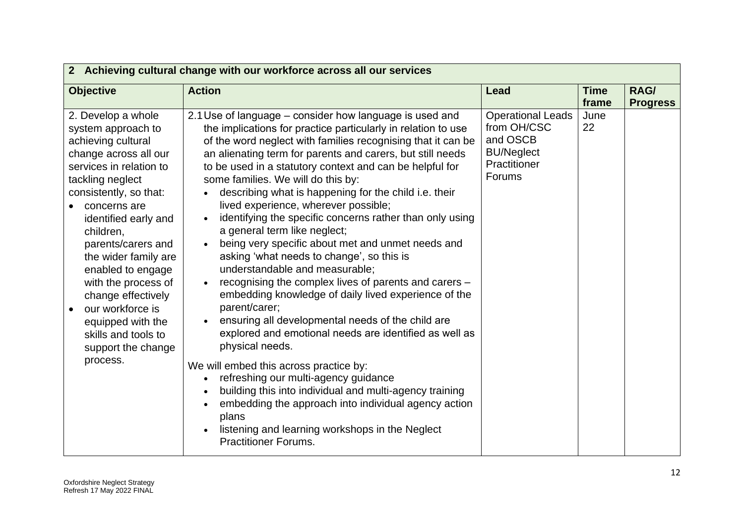| 2 Achieving cultural change with our workforce across all our services | | | | |
|---|---|---|---|---|
| **Objective** | **Action** | **Lead** | **Time frame** | **RAG/ Progress** |
| 2. Develop a whole system approach to achieving cultural change across all our services in relation to tackling neglect consistently, so that:<br>• concerns are identified early and children, parents/carers and the wider family are enabled to engage with the process of change effectively<br>• our workforce is equipped with the skills and tools to support the change process. | 2.1 Use of language – consider how language is used and the implications for practice particularly in relation to use of the word neglect with families recognising that it can be an alienating term for parents and carers, but still needs to be used in a statutory context and can be helpful for some families. We will do this by:<br>• describing what is happening for the child i.e. their lived experience, wherever possible;<br>• identifying the specific concerns rather than only using a general term like neglect;<br>• being very specific about met and unmet needs and asking 'what needs to change', so this is understandable and measurable;<br>• recognising the complex lives of parents and carers – embedding knowledge of daily lived experience of the parent/carer;<br>• ensuring all developmental needs of the child are explored and emotional needs are identified as well as physical needs.<br><br>We will embed this across practice by:<br>• refreshing our multi-agency guidance<br>• building this into individual and multi-agency training<br>• embedding the approach into individual agency action plans<br>• listening and learning workshops in the Neglect Practitioner Forums. | Operational Leads from OH/CSC and OSCB BU/Neglect Practitioner Forums | June 22 | |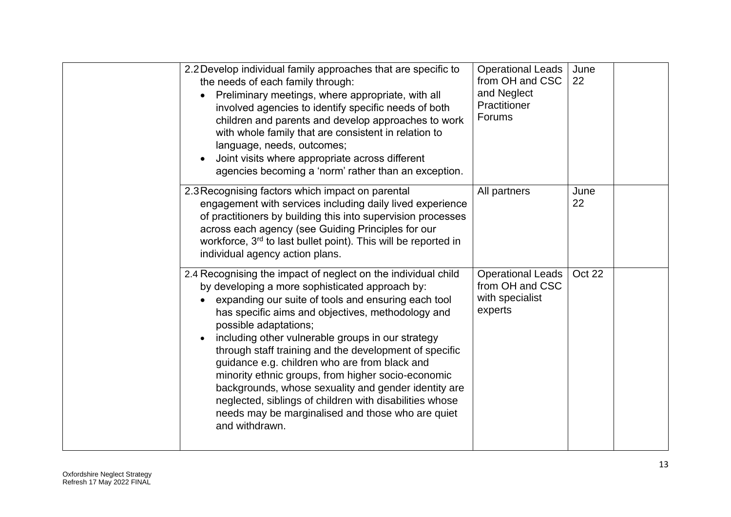| | | | | |
|---|---|---|---|---|
| | 2.2 Develop individual family approaches that are specific to the needs of each family through:<br>• Preliminary meetings, where appropriate, with all involved agencies to identify specific needs of both children and parents and develop approaches to work with whole family that are consistent in relation to language, needs, outcomes;<br>• Joint visits where appropriate across different agencies becoming a 'norm' rather than an exception. | Operational Leads from OH and CSC and Neglect Practitioner Forums | June 22 | |
| | 2.3 Recognising factors which impact on parental engagement with services including daily lived experience of practitioners by building this into supervision processes across each agency (see Guiding Principles for our workforce, 3rd to last bullet point). This will be reported in individual agency action plans. | All partners | June 22 | |
| | 2.4 Recognising the impact of neglect on the individual child by developing a more sophisticated approach by:<br>• expanding our suite of tools and ensuring each tool has specific aims and objectives, methodology and possible adaptations;<br>• including other vulnerable groups in our strategy through staff training and the development of specific guidance e.g. children who are from black and minority ethnic groups, from higher socio-economic backgrounds, whose sexuality and gender identity are neglected, siblings of children with disabilities whose needs may be marginalised and those who are quiet and withdrawn. | Operational Leads from OH and CSC with specialist experts | Oct 22 | |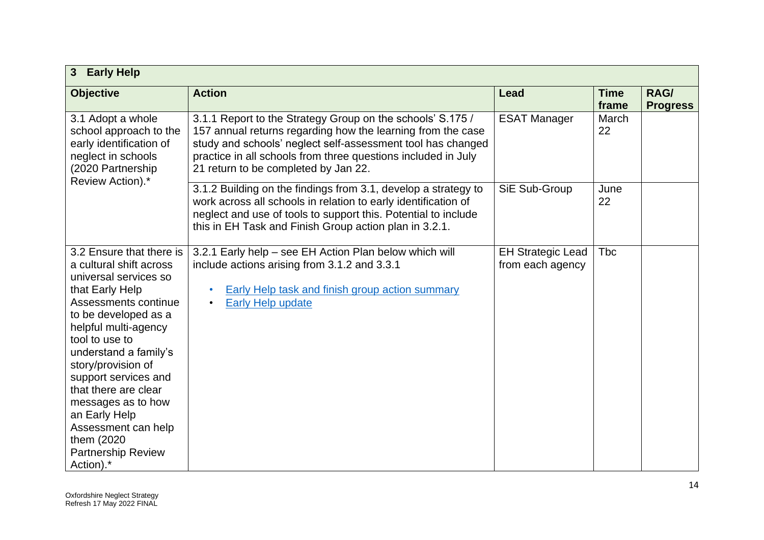| 3 Early Help | | | | |
|---|---|---|---|---|
| **Objective** | **Action** | **Lead** | **Time frame** | **RAG/ Progress** |
| 3.1 Adopt a whole school approach to the early identification of neglect in schools (2020 Partnership Review Action).* | 3.1.1 Report to the Strategy Group on the schools' S.175 / 157 annual returns regarding how the learning from the case study and schools' neglect self-assessment tool has changed practice in all schools from three questions included in July 21 return to be completed by Jan 22. | ESAT Manager | March 22 | |
| | 3.1.2 Building on the findings from 3.1, develop a strategy to work across all schools in relation to early identification of neglect and use of tools to support this. Potential to include this in EH Task and Finish Group action plan in 3.2.1. | SiE Sub-Group | June 22 | |
| 3.2 Ensure that there is a cultural shift across universal services so that Early Help Assessments continue to be developed as a helpful multi-agency tool to use to understand a family's story/provision of support services and that there are clear messages as to how an Early Help Assessment can help them (2020 Partnership Review Action).* | 3.2.1 Early help – see EH Action Plan below which will include actions arising from 3.1.2 and 3.3.1<br><br>• Early Help task and finish group action summary<br>• Early Help update | EH Strategic Lead from each agency | Tbc | |

Oxfordshire Neglect Strategy
Refresh 17 May 2022 FINAL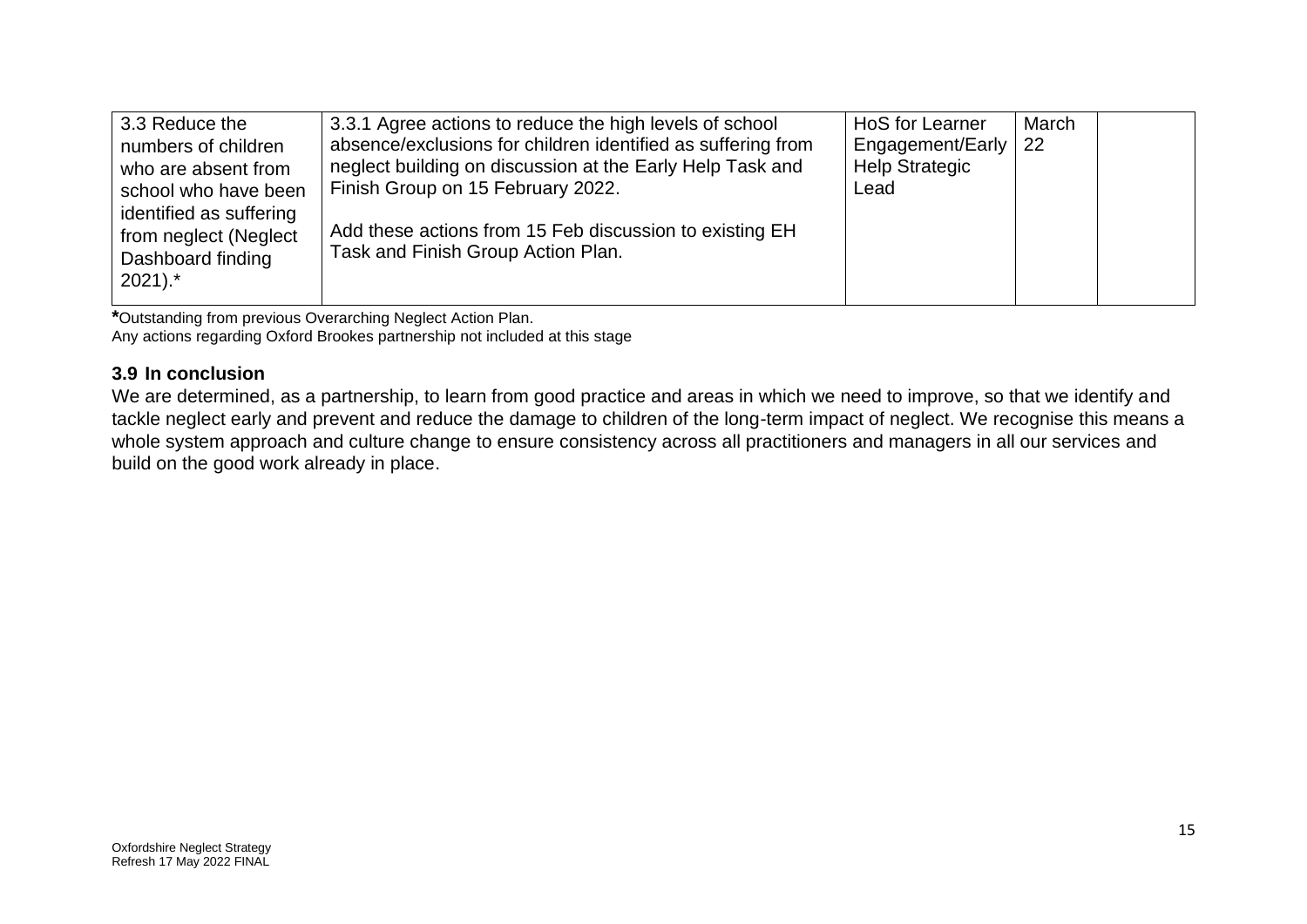| | | | | |
|---|---|---|---|---|
| 3.3 Reduce the numbers of children who are absent from school who have been identified as suffering from neglect (Neglect Dashboard finding 2021).* | 3.3.1 Agree actions to reduce the high levels of school absence/exclusions for children identified as suffering from neglect building on discussion at the Early Help Task and Finish Group on 15 February 2022.<br><br>Add these actions from 15 Feb discussion to existing EH Task and Finish Group Action Plan. | HoS for Learner Engagement/Early Help Strategic Lead | March 22 | |

**\***Outstanding from previous Overarching Neglect Action Plan.
Any actions regarding Oxford Brookes partnership not included at this stage

### 3.9 In conclusion

We are determined, as a partnership, to learn from good practice and areas in which we need to improve, so that we identify and tackle neglect early and prevent and reduce the damage to children of the long-term impact of neglect. We recognise this means a whole system approach and culture change to ensure consistency across all practitioners and managers in all our services and build on the good work already in place.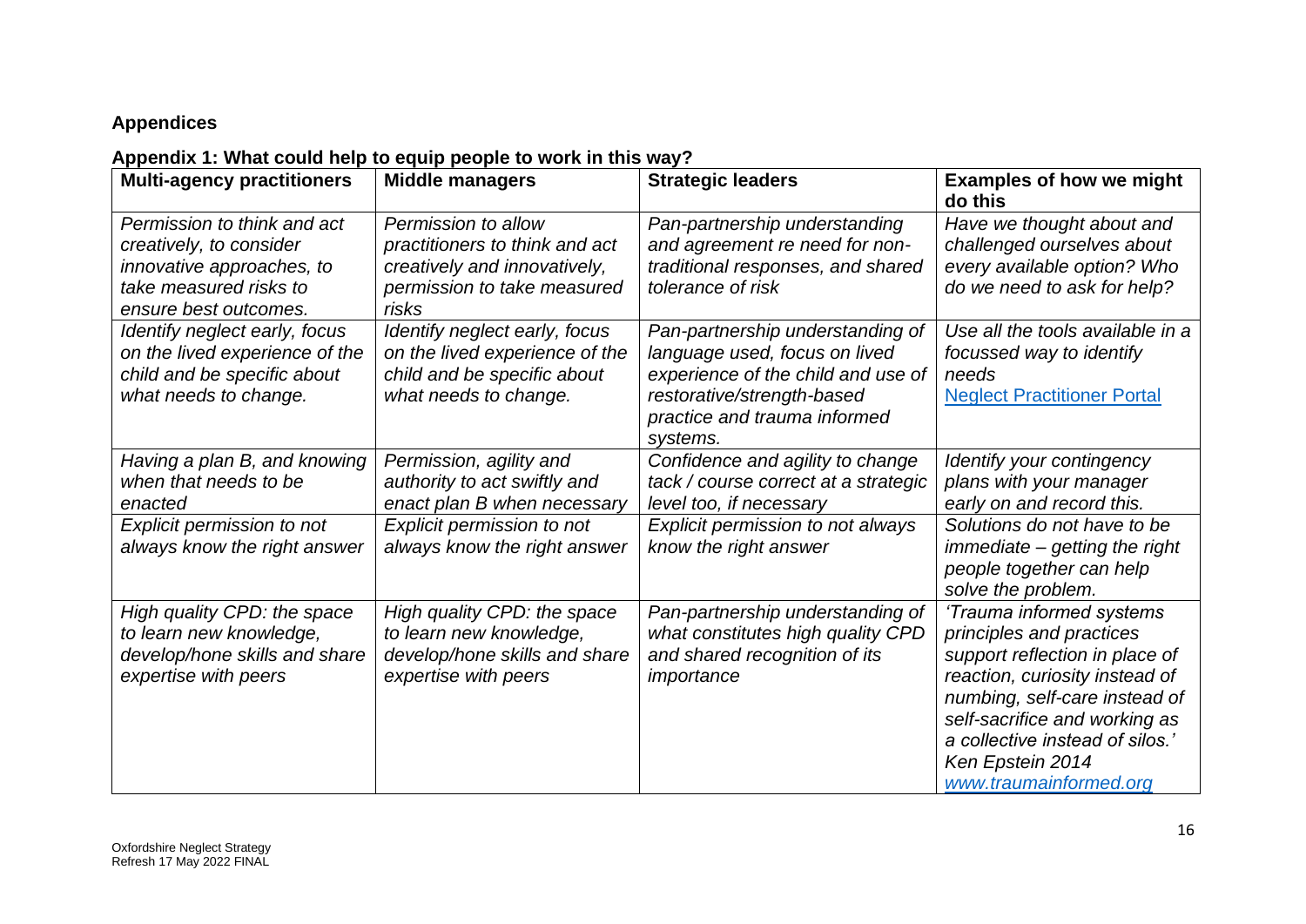## Appendices

### Appendix 1: What could help to equip people to work in this way?

| Multi-agency practitioners | Middle managers | Strategic leaders | Examples of how we might do this |
|---|---|---|---|
| *Permission to think and act creatively, to consider innovative approaches, to take measured risks to ensure best outcomes.* | *Permission to allow practitioners to think and act creatively and innovatively, permission to take measured risks* | *Pan-partnership understanding and agreement re need for non-traditional responses, and shared tolerance of risk* | *Have we thought about and challenged ourselves about every available option? Who do we need to ask for help?* |
| *Identify neglect early, focus on the lived experience of the child and be specific about what needs to change.* | *Identify neglect early, focus on the lived experience of the child and be specific about what needs to change.* | *Pan-partnership understanding of language used, focus on lived experience of the child and use of restorative/strength-based practice and trauma informed systems.* | *Use all the tools available in a focussed way to identify needs* [Neglect Practitioner Portal] |
| *Having a plan B, and knowing when that needs to be enacted* | *Permission, agility and authority to act swiftly and enact plan B when necessary* | *Confidence and agility to change tack / course correct at a strategic level too, if necessary* | *Identify your contingency plans with your manager early on and record this.* |
| *Explicit permission to not always know the right answer* | *Explicit permission to not always know the right answer* | *Explicit permission to not always know the right answer* | *Solutions do not have to be immediate – getting the right people together can help solve the problem.* |
| *High quality CPD: the space to learn new knowledge, develop/hone skills and share expertise with peers* | *High quality CPD: the space to learn new knowledge, develop/hone skills and share expertise with peers* | *Pan-partnership understanding of what constitutes high quality CPD and shared recognition of its importance* | *'Trauma informed systems principles and practices support reflection in place of reaction, curiosity instead of numbing, self-care instead of self-sacrifice and working as a collective instead of silos.' Ken Epstein 2014* *www.traumainformed.org* |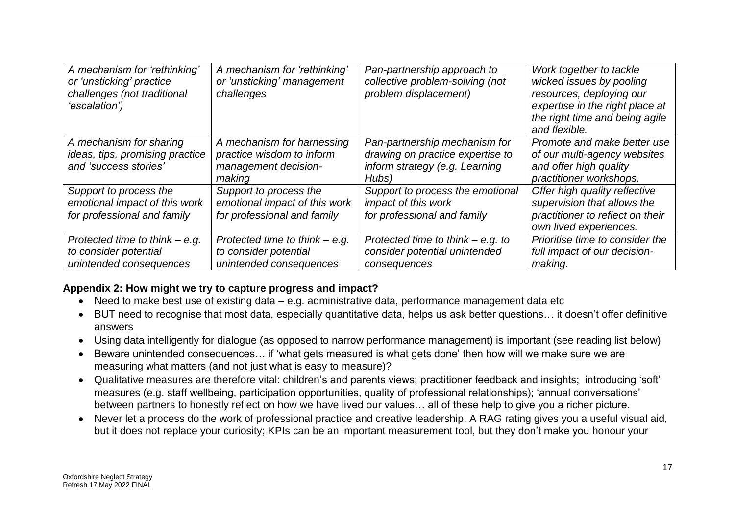| *A mechanism for 'rethinking' or 'unsticking' practice challenges (not traditional 'escalation')* | *A mechanism for 'rethinking' or 'unsticking' management challenges* | *Pan-partnership approach to collective problem-solving (not problem displacement)* | *Work together to tackle wicked issues by pooling resources, deploying our expertise in the right place at the right time and being agile and flexible.* |
|---|---|---|---|
| *A mechanism for sharing ideas, tips, promising practice and 'success stories'* | *A mechanism for harnessing practice wisdom to inform management decision-making* | *Pan-partnership mechanism for drawing on practice expertise to inform strategy (e.g. Learning Hubs)* | *Promote and make better use of our multi-agency websites and offer high quality practitioner workshops.* |
| *Support to process the emotional impact of this work for professional and family* | *Support to process the emotional impact of this work for professional and family* | *Support to process the emotional impact of this work for professional and family* | *Offer high quality reflective supervision that allows the practitioner to reflect on their own lived experiences.* |
| *Protected time to think – e.g. to consider potential unintended consequences* | *Protected time to think – e.g. to consider potential unintended consequences* | *Protected time to think – e.g. to consider potential unintended consequences* | *Prioritise time to consider the full impact of our decision-making.* |

**Appendix 2: How might we try to capture progress and impact?**

- Need to make best use of existing data – e.g. administrative data, performance management data etc
- BUT need to recognise that most data, especially quantitative data, helps us ask better questions… it doesn't offer definitive answers
- Using data intelligently for dialogue (as opposed to narrow performance management) is important (see reading list below)
- Beware unintended consequences… if 'what gets measured is what gets done' then how will we make sure we are measuring what matters (and not just what is easy to measure)?
- Qualitative measures are therefore vital: children's and parents views; practitioner feedback and insights; introducing 'soft' measures (e.g. staff wellbeing, participation opportunities, quality of professional relationships); 'annual conversations' between partners to honestly reflect on how we have lived our values… all of these help to give you a richer picture.
- Never let a process do the work of professional practice and creative leadership. A RAG rating gives you a useful visual aid, but it does not replace your curiosity; KPIs can be an important measurement tool, but they don't make you honour your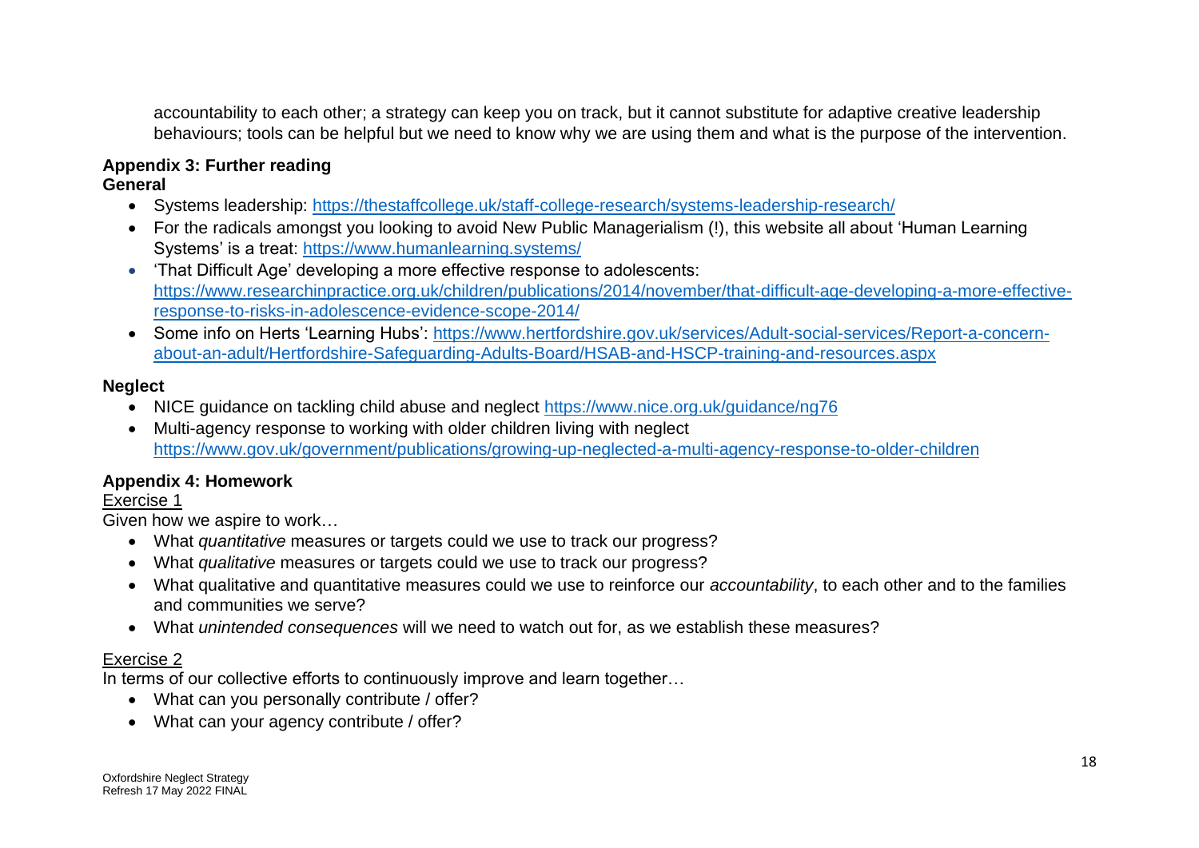accountability to each other; a strategy can keep you on track, but it cannot substitute for adaptive creative leadership behaviours; tools can be helpful but we need to know why we are using them and what is the purpose of the intervention.

## Appendix 3: Further reading

### General

- Systems leadership: https://thestaffcollege.uk/staff-college-research/systems-leadership-research/
- For the radicals amongst you looking to avoid New Public Managerialism (!), this website all about 'Human Learning Systems' is a treat: https://www.humanlearning.systems/
- 'That Difficult Age' developing a more effective response to adolescents: https://www.researchinpractice.org.uk/children/publications/2014/november/that-difficult-age-developing-a-more-effective-response-to-risks-in-adolescence-evidence-scope-2014/
- Some info on Herts 'Learning Hubs': https://www.hertfordshire.gov.uk/services/Adult-social-services/Report-a-concern-about-an-adult/Hertfordshire-Safeguarding-Adults-Board/HSAB-and-HSCP-training-and-resources.aspx

### Neglect

- NICE guidance on tackling child abuse and neglect https://www.nice.org.uk/guidance/ng76
- Multi-agency response to working with older children living with neglect https://www.gov.uk/government/publications/growing-up-neglected-a-multi-agency-response-to-older-children

## Appendix 4: Homework

Exercise 1

Given how we aspire to work…

- What *quantitative* measures or targets could we use to track our progress?
- What *qualitative* measures or targets could we use to track our progress?
- What qualitative and quantitative measures could we use to reinforce our *accountability*, to each other and to the families and communities we serve?
- What *unintended consequences* will we need to watch out for, as we establish these measures?

Exercise 2

In terms of our collective efforts to continuously improve and learn together…

- What can you personally contribute / offer?
- What can your agency contribute / offer?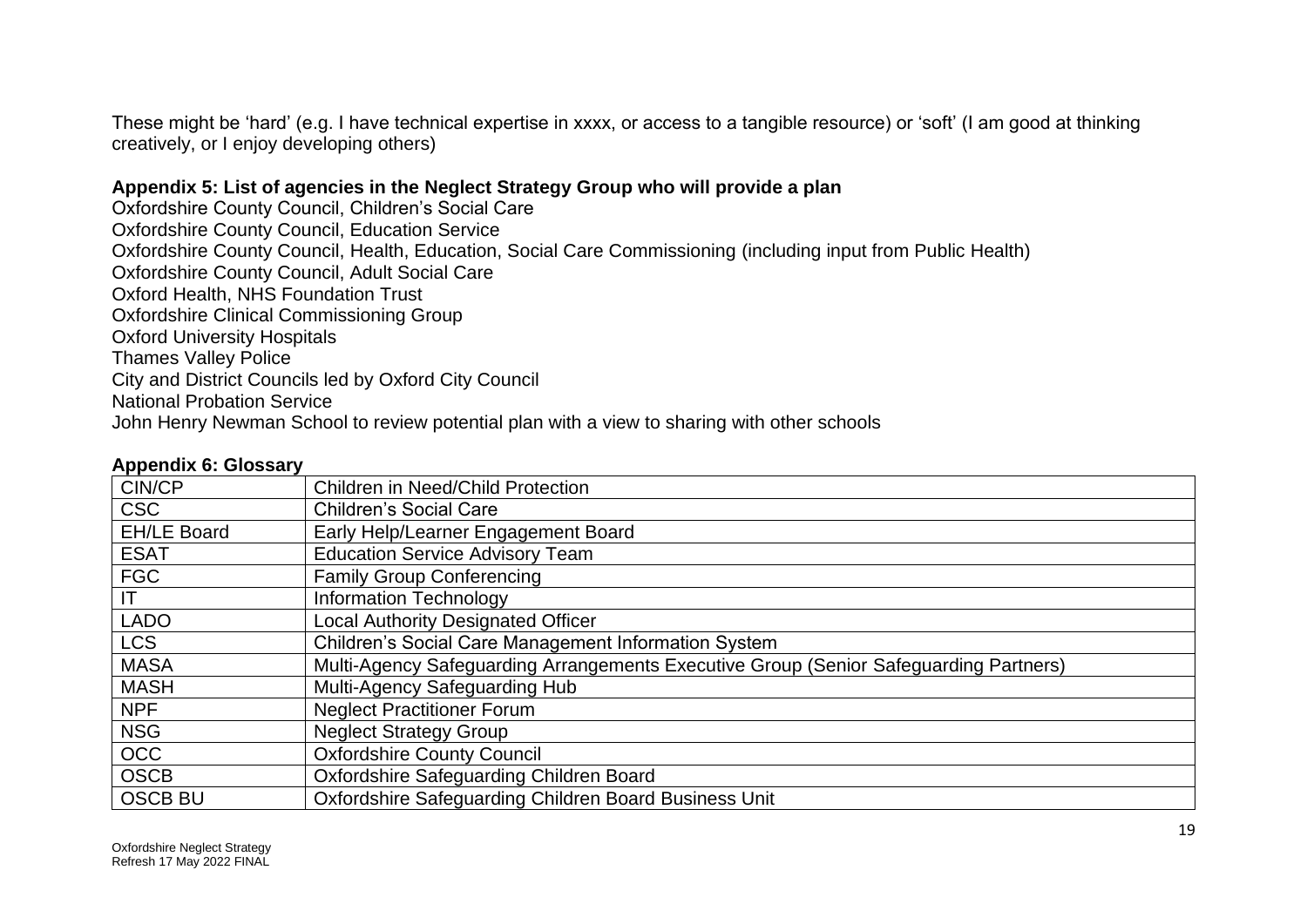These might be 'hard' (e.g. I have technical expertise in xxxx, or access to a tangible resource) or 'soft' (I am good at thinking creatively, or I enjoy developing others)

**Appendix 5: List of agencies in the Neglect Strategy Group who will provide a plan**

Oxfordshire County Council, Children's Social Care
Oxfordshire County Council, Education Service
Oxfordshire County Council, Health, Education, Social Care Commissioning (including input from Public Health)
Oxfordshire County Council, Adult Social Care
Oxford Health, NHS Foundation Trust
Oxfordshire Clinical Commissioning Group
Oxford University Hospitals
Thames Valley Police
City and District Councils led by Oxford City Council
National Probation Service
John Henry Newman School to review potential plan with a view to sharing with other schools

**Appendix 6: Glossary**

| | |
|---|---|
| CIN/CP | Children in Need/Child Protection |
| CSC | Children's Social Care |
| EH/LE Board | Early Help/Learner Engagement Board |
| ESAT | Education Service Advisory Team |
| FGC | Family Group Conferencing |
| IT | Information Technology |
| LADO | Local Authority Designated Officer |
| LCS | Children's Social Care Management Information System |
| MASA | Multi-Agency Safeguarding Arrangements Executive Group (Senior Safeguarding Partners) |
| MASH | Multi-Agency Safeguarding Hub |
| NPF | Neglect Practitioner Forum |
| NSG | Neglect Strategy Group |
| OCC | Oxfordshire County Council |
| OSCB | Oxfordshire Safeguarding Children Board |
| OSCB BU | Oxfordshire Safeguarding Children Board Business Unit |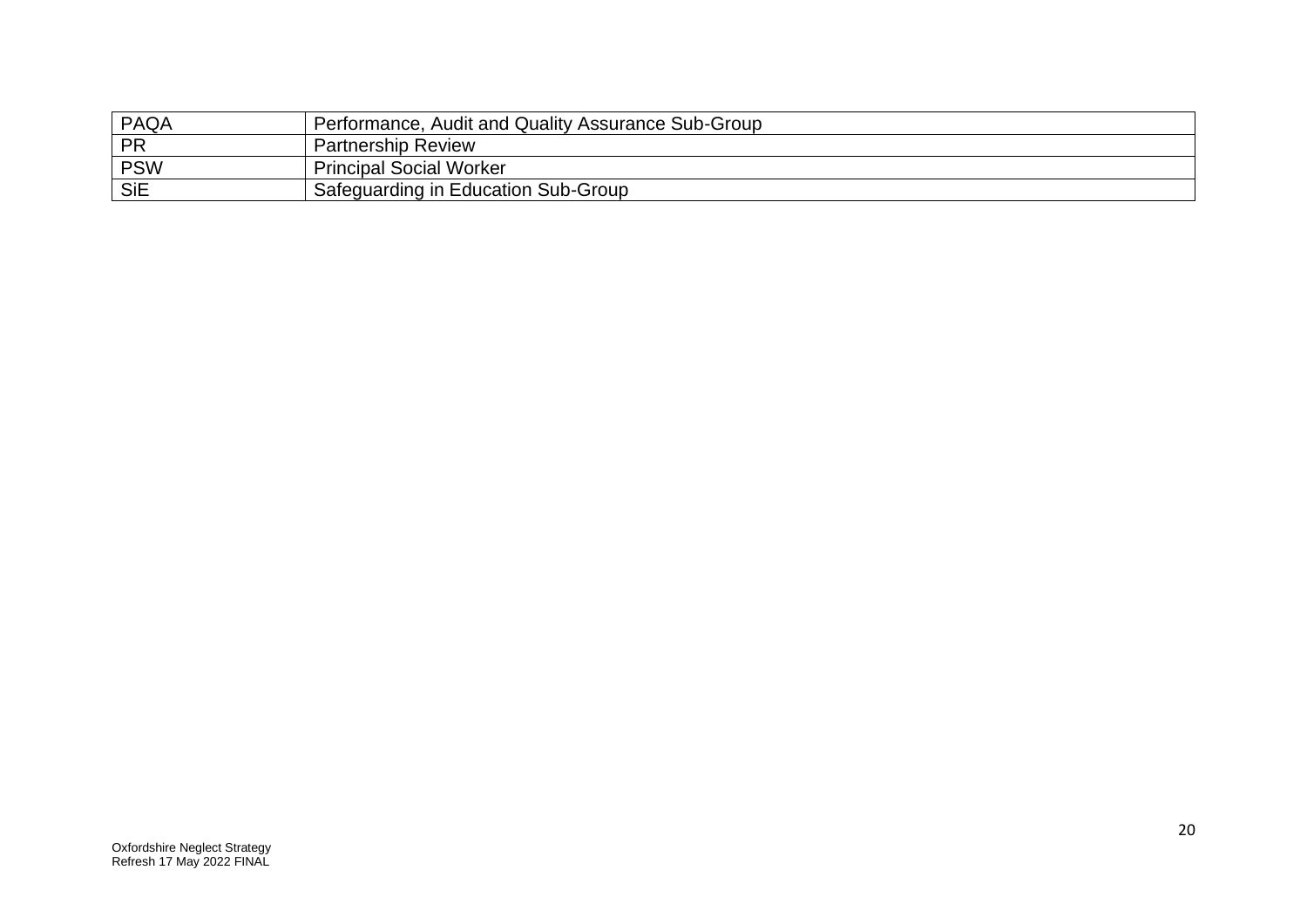| | |
|---|---|
| PAQA | Performance, Audit and Quality Assurance Sub-Group |
| PR | Partnership Review |
| PSW | Principal Social Worker |
| SiE | Safeguarding in Education Sub-Group |